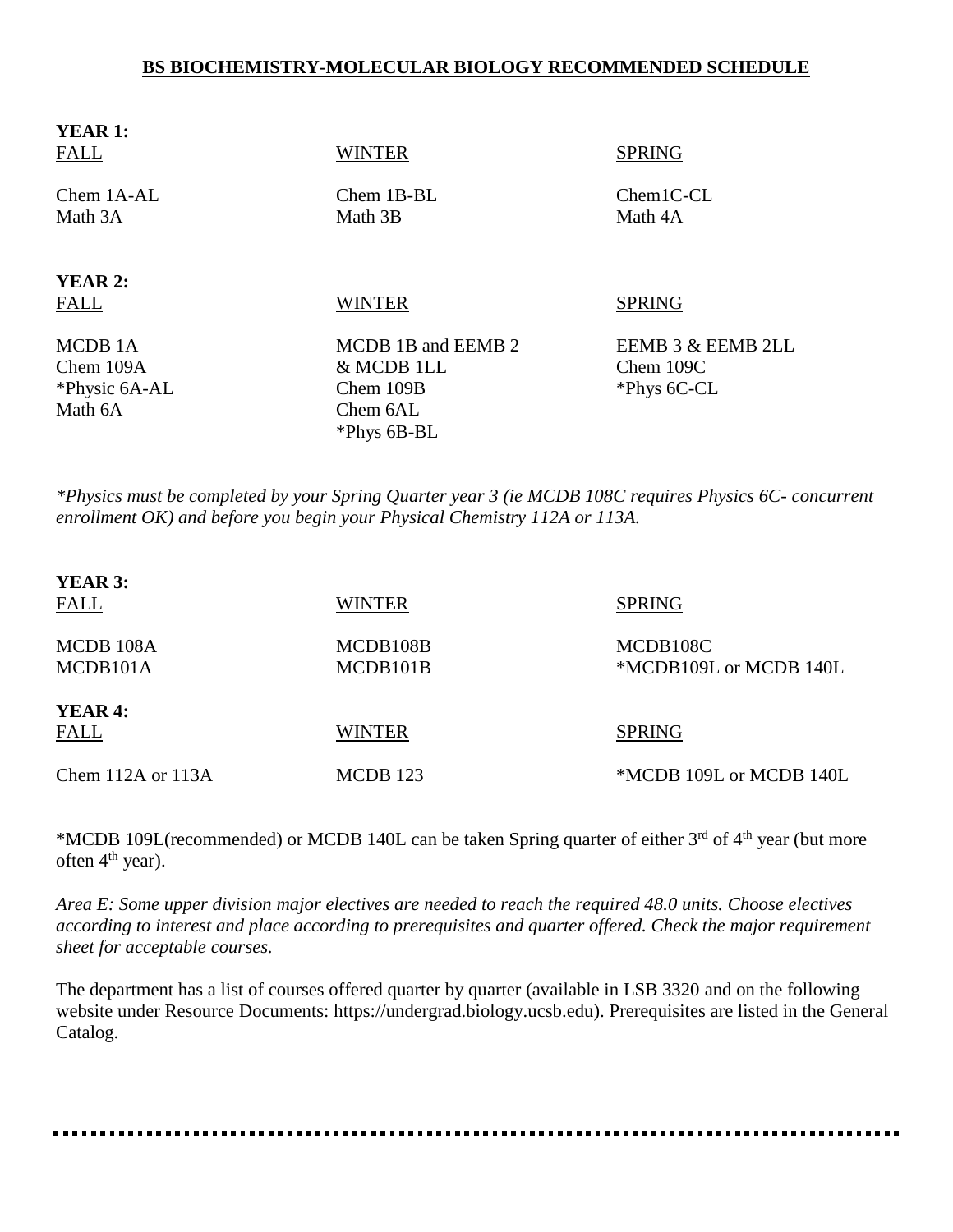# BS BIOCHEMISTRY-MOLECULAR BIOLOGY RECOMMENDED SCHEDULE

**YEAR 1:**

| FALL | WINTER | SPRING |
|---|---|---|
| Chem 1A-AL | Chem 1B-BL | Chem1C-CL |
| Math 3A | Math 3B | Math 4A |

**YEAR 2:**

| FALL | WINTER | SPRING |
|---|---|---|
| MCDB 1A | MCDB 1B and EEMB 2 | EEMB 3 & EEMB 2LL |
| Chem 109A | & MCDB 1LL | Chem 109C |
| *Physic 6A-AL | Chem 109B | *Phys 6C-CL |
| Math 6A | Chem 6AL | |
| | *Phys 6B-BL | |

*\*Physics must be completed by your Spring Quarter year 3 (ie MCDB 108C requires Physics 6C- concurrent enrollment OK) and before you begin your Physical Chemistry 112A or 113A.*

**YEAR 3:**

| FALL | WINTER | SPRING |
|---|---|---|
| MCDB 108A | MCDB108B | MCDB108C |
| MCDB101A | MCDB101B | *MCDB109L or MCDB 140L |

**YEAR 4:**

| FALL | WINTER | SPRING |
|---|---|---|
| Chem 112A or 113A | MCDB 123 | *MCDB 109L or MCDB 140L |

*MCDB 109L(recommended) or MCDB 140L can be taken Spring quarter of either 3rd of 4th year (but more often 4th year).

*Area E: Some upper division major electives are needed to reach the required 48.0 units. Choose electives according to interest and place according to prerequisites and quarter offered. Check the major requirement sheet for acceptable courses.*

The department has a list of courses offered quarter by quarter (available in LSB 3320 and on the following website under Resource Documents: https://undergrad.biology.ucsb.edu). Prerequisites are listed in the General Catalog.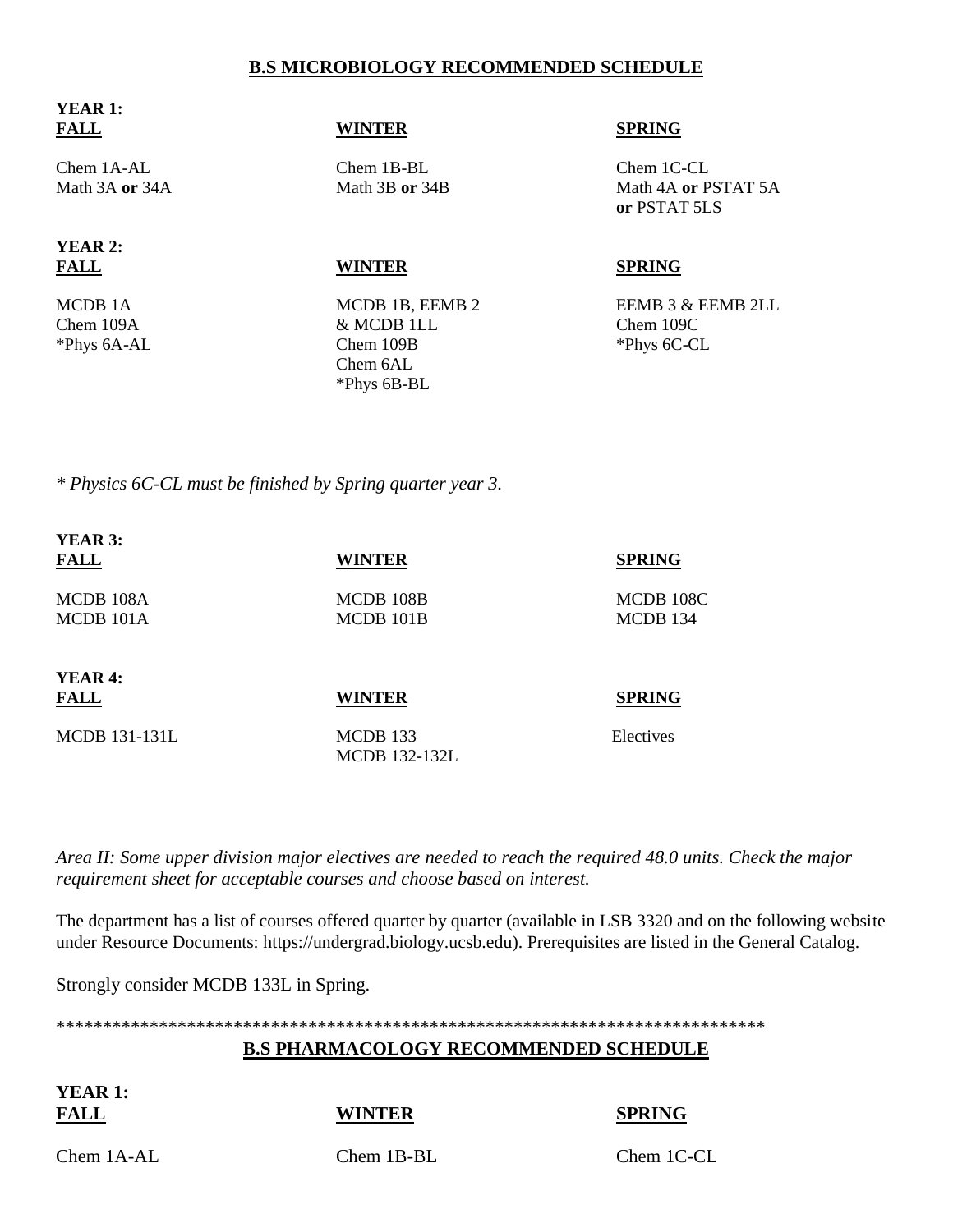## **B.S MICROBIOLOGY RECOMMENDED SCHEDULE**

**YEAR 1:**

| **FALL** | **WINTER** | **SPRING** |
|---|---|---|
| Chem 1A-AL<br>Math 3A **or** 34A | Chem 1B-BL<br>Math 3B **or** 34B | Chem 1C-CL<br>Math 4A **or** PSTAT 5A **or** PSTAT 5LS |

**YEAR 2:**

| **FALL** | **WINTER** | **SPRING** |
|---|---|---|
| MCDB 1A<br>Chem 109A<br>*Phys 6A-AL | MCDB 1B, EEMB 2 & MCDB 1LL<br>Chem 109B<br>Chem 6AL<br>*Phys 6B-BL | EEMB 3 & EEMB 2LL<br>Chem 109C<br>*Phys 6C-CL |

*\* Physics 6C-CL must be finished by Spring quarter year 3.*

**YEAR 3:**

| **FALL** | **WINTER** | **SPRING** |
|---|---|---|
| MCDB 108A<br>MCDB 101A | MCDB 108B<br>MCDB 101B | MCDB 108C<br>MCDB 134 |

**YEAR 4:**

| **FALL** | **WINTER** | **SPRING** |
|---|---|---|
| MCDB 131-131L | MCDB 133<br>MCDB 132-132L | Electives |

*Area II: Some upper division major electives are needed to reach the required 48.0 units. Check the major requirement sheet for acceptable courses and choose based on interest.*

The department has a list of courses offered quarter by quarter (available in LSB 3320 and on the following website under Resource Documents: https://undergrad.biology.ucsb.edu). Prerequisites are listed in the General Catalog.

Strongly consider MCDB 133L in Spring.

*****************************************************************************

## **B.S PHARMACOLOGY RECOMMENDED SCHEDULE**

**YEAR 1:**

| **FALL** | **WINTER** | **SPRING** |
|---|---|---|
| Chem 1A-AL | Chem 1B-BL | Chem 1C-CL |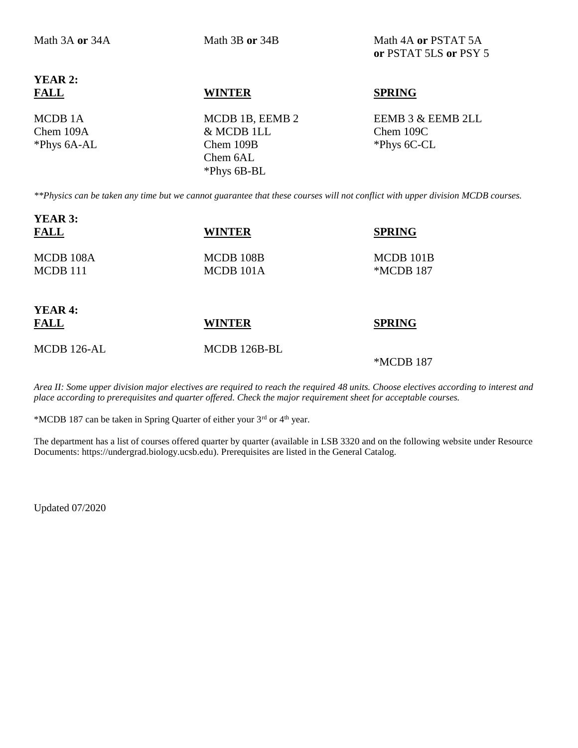| | | |
|---|---|---|
| Math 3A **or** 34A | Math 3B **or** 34B | Math 4A **or** PSTAT 5A **or** PSTAT 5LS **or** PSY 5 |

**YEAR 2:**

| **FALL** | **WINTER** | **SPRING** |
|---|---|---|
| MCDB 1A<br>Chem 109A<br>*Phys 6A-AL | MCDB 1B, EEMB 2 & MCDB 1LL<br>Chem 109B<br>Chem 6AL<br>*Phys 6B-BL | EEMB 3 & EEMB 2LL<br>Chem 109C<br>*Phys 6C-CL |

*\*\*Physics can be taken any time but we cannot guarantee that these courses will not conflict with upper division MCDB courses.*

**YEAR 3:**

| **FALL** | **WINTER** | **SPRING** |
|---|---|---|
| MCDB 108A<br>MCDB 111 | MCDB 108B<br>MCDB 101A | MCDB 101B<br>*MCDB 187 |

**YEAR 4:**

| **FALL** | **WINTER** | **SPRING** |
|---|---|---|
| MCDB 126-AL | MCDB 126B-BL | *MCDB 187 |

*Area II: Some upper division major electives are required to reach the required 48 units. Choose electives according to interest and place according to prerequisites and quarter offered. Check the major requirement sheet for acceptable courses.*

*MCDB 187 can be taken in Spring Quarter of either your 3rd or 4th year.

The department has a list of courses offered quarter by quarter (available in LSB 3320 and on the following website under Resource Documents: https://undergrad.biology.ucsb.edu). Prerequisites are listed in the General Catalog.

Updated 07/2020